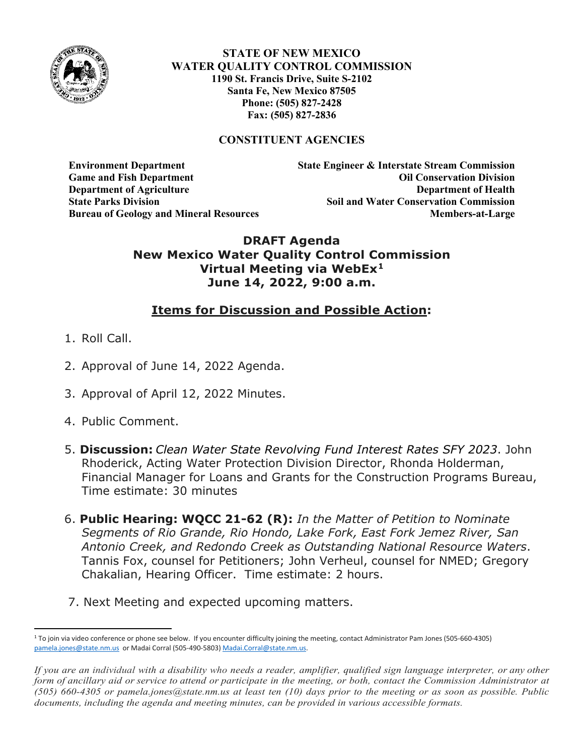**STATE OF NEW MEXICO**
**WATER QUALITY CONTROL COMMISSION**
**1190 St. Francis Drive, Suite S-2102**
**Santa Fe, New Mexico 87505**
**Phone: (505) 827-2428**
**Fax: (505) 827-2836**

**CONSTITUENT AGENCIES**

| | |
|---|---|
| **Environment Department** | **State Engineer & Interstate Stream Commission** |
| **Game and Fish Department** | **Oil Conservation Division** |
| **Department of Agriculture** | **Department of Health** |
| **State Parks Division** | **Soil and Water Conservation Commission** |
| **Bureau of Geology and Mineral Resources** | **Members-at-Large** |

# DRAFT Agenda
# New Mexico Water Quality Control Commission
# Virtual Meeting via WebEx[1]
# June 14, 2022, 9:00 a.m.

## Items for Discussion and Possible Action:

1. Roll Call.

2. Approval of June 14, 2022 Agenda.

3. Approval of April 12, 2022 Minutes.

4. Public Comment.

5. **Discussion:** *Clean Water State Revolving Fund Interest Rates SFY 2023*. John Rhoderick, Acting Water Protection Division Director, Rhonda Holderman, Financial Manager for Loans and Grants for the Construction Programs Bureau, Time estimate: 30 minutes

6. **Public Hearing: WQCC 21-62 (R):** *In the Matter of Petition to Nominate Segments of Rio Grande, Rio Hondo, Lake Fork, East Fork Jemez River, San Antonio Creek, and Redondo Creek as Outstanding National Resource Waters*. Tannis Fox, counsel for Petitioners; John Verheul, counsel for NMED; Gregory Chakalian, Hearing Officer. Time estimate: 2 hours.

7. Next Meeting and expected upcoming matters.

---

[1] To join via video conference or phone see below. If you encounter difficulty joining the meeting, contact Administrator Pam Jones (505-660-4305) pamela.jones@state.nm.us or Madai Corral (505-490-5803) Madai.Corral@state.nm.us.

*If you are an individual with a disability who needs a reader, amplifier, qualified sign language interpreter, or any other form of ancillary aid or service to attend or participate in the meeting, or both, contact the Commission Administrator at (505) 660-4305 or pamela.jones@state.nm.us at least ten (10) days prior to the meeting or as soon as possible. Public documents, including the agenda and meeting minutes, can be provided in various accessible formats.*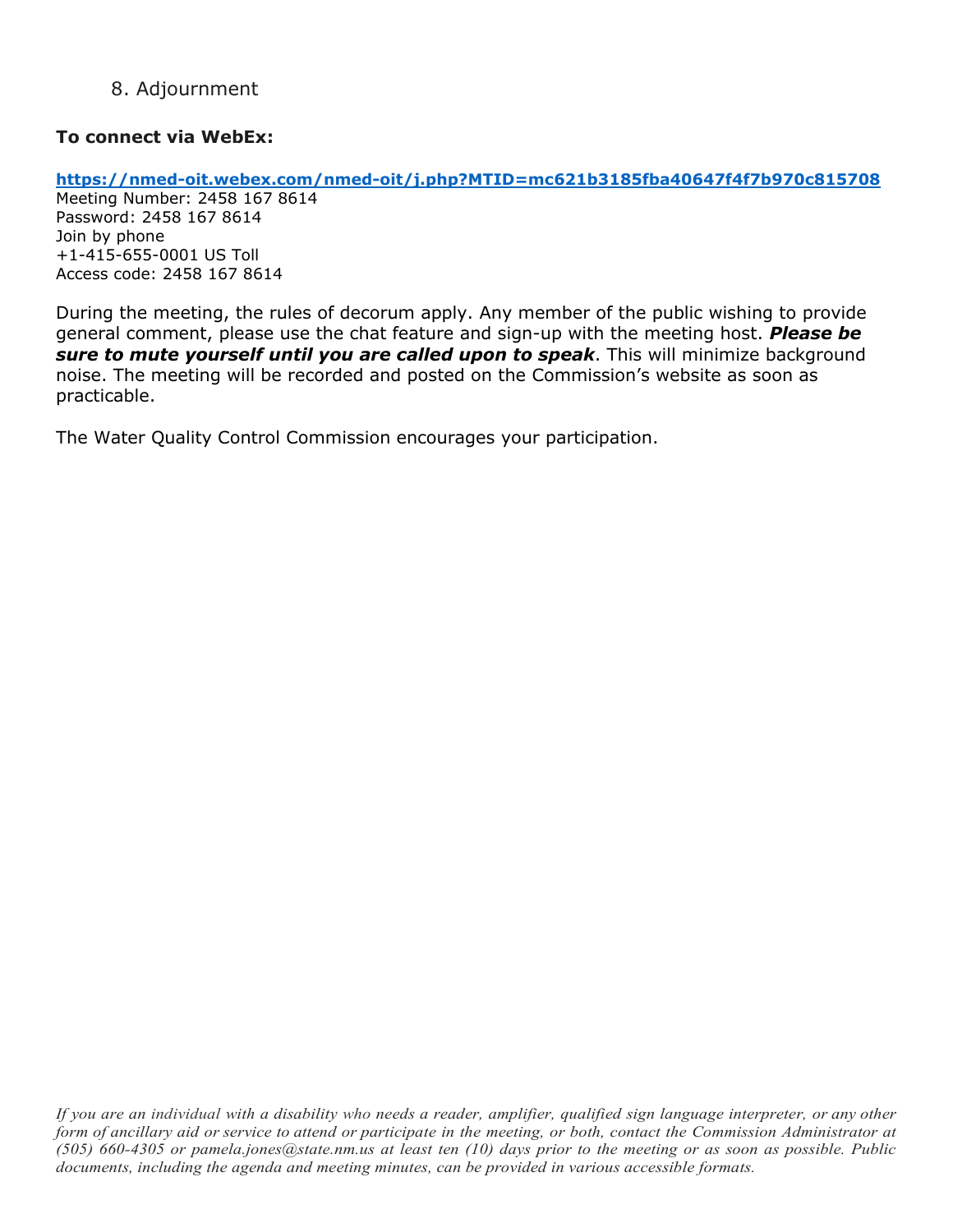8. Adjournment

**To connect via WebEx:**

**https://nmed-oit.webex.com/nmed-oit/j.php?MTID=mc621b3185fba40647f4f7b970c815708**
Meeting Number: 2458 167 8614
Password: 2458 167 8614
Join by phone
+1-415-655-0001 US Toll
Access code: 2458 167 8614

During the meeting, the rules of decorum apply. Any member of the public wishing to provide general comment, please use the chat feature and sign-up with the meeting host. ***Please be sure to mute yourself until you are called upon to speak***. This will minimize background noise. The meeting will be recorded and posted on the Commission's website as soon as practicable.

The Water Quality Control Commission encourages your participation.

*If you are an individual with a disability who needs a reader, amplifier, qualified sign language interpreter, or any other form of ancillary aid or service to attend or participate in the meeting, or both, contact the Commission Administrator at (505) 660-4305 or pamela.jones@state.nm.us at least ten (10) days prior to the meeting or as soon as possible. Public documents, including the agenda and meeting minutes, can be provided in various accessible formats.*